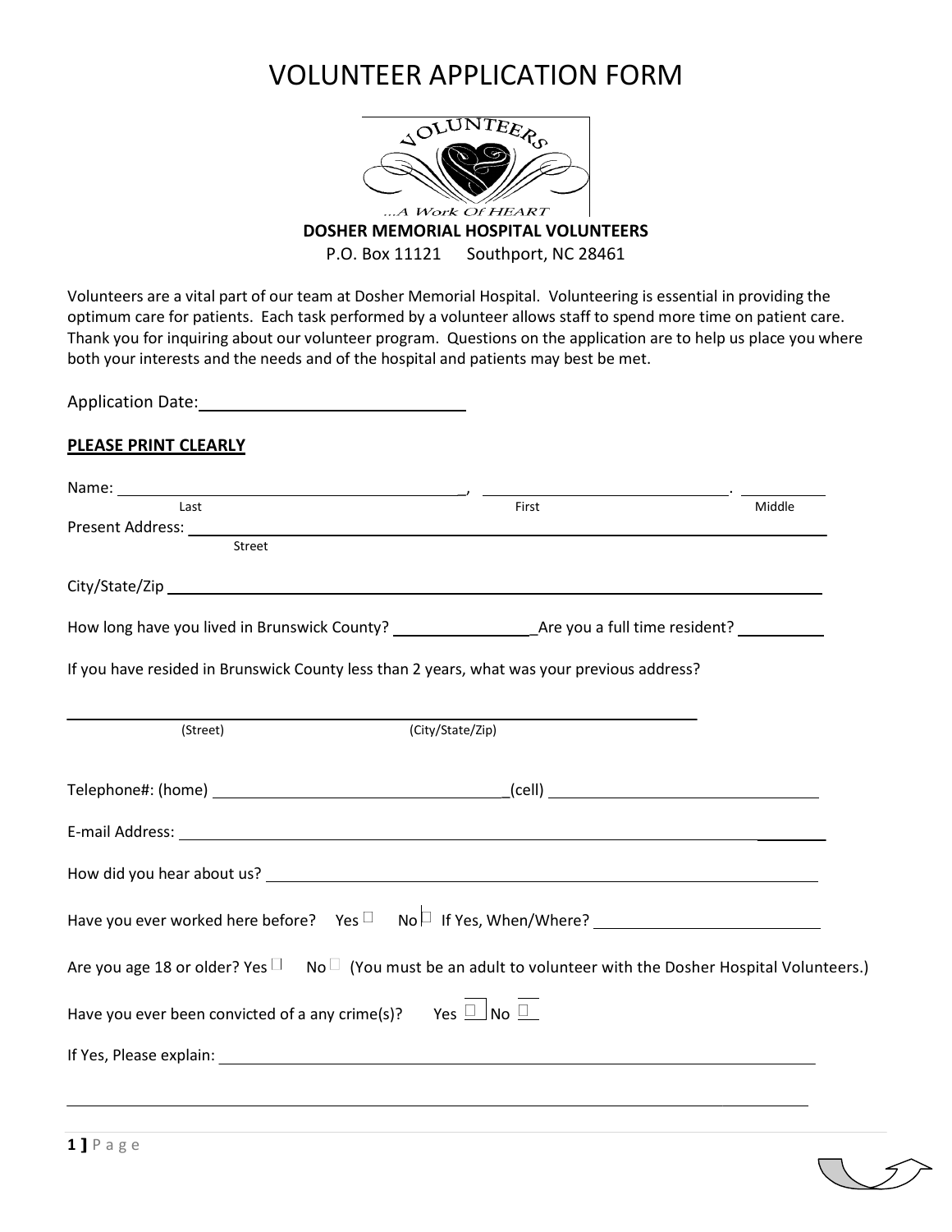# VOLUNTEER APPLICATION FORM

VOLUNTEERS

...A Work Of HEART

**DOSHER MEMORIAL HOSPITAL VOLUNTEERS**

P.O. Box 11121 Southport, NC 28461

Volunteers are a vital part of our team at Dosher Memorial Hospital. Volunteering is essential in providing the optimum care for patients. Each task performed by a volunteer allows staff to spend more time on patient care. Thank you for inquiring about our volunteer program. Questions on the application are to help us place you where both your interests and the needs and of the hospital and patients may best be met.

Application Date: ______________________________

**PLEASE PRINT CLEARLY**

Name: ________________________________________, ______________________________. __________
Last First Middle

Present Address: ____________________________________________________________________________
Street

City/State/Zip ______________________________________________________________________________

How long have you lived in Brunswick County? _________________ Are you a full time resident? __________

If you have resided in Brunswick County less than 2 years, what was your previous address?

______________________________________________________________________________
(Street) (City/State/Zip)

Telephone#: (home) __________________________________ (cell) ________________________________

E-mail Address: ____________________________________________________________________________

How did you hear about us? __________________________________________________________________

Have you ever worked here before? Yes ☐ No ☐ If Yes, When/Where? ____________________________

Are you age 18 or older? Yes ☐ No ☐ (You must be an adult to volunteer with the Dosher Hospital Volunteers.)

Have you ever been convicted of a any crime(s)? Yes ☐ No ☐

If Yes, Please explain: _______________________________________________________________________

______________________________________________________________________________________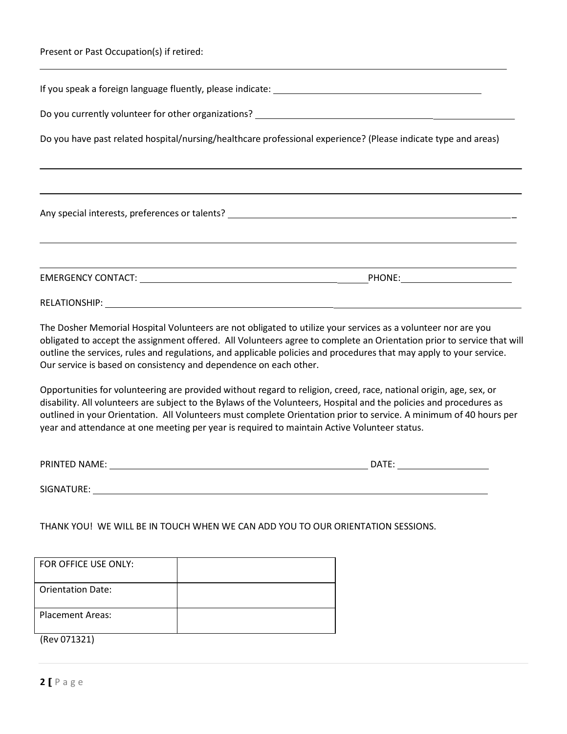Present or Past Occupation(s) if retired:

If you speak a foreign language fluently, please indicate:

Do you currently volunteer for other organizations?

Do you have past related hospital/nursing/healthcare professional experience? (Please indicate type and areas)

Any special interests, preferences or talents?

EMERGENCY CONTACT: PHONE:

RELATIONSHIP:

The Dosher Memorial Hospital Volunteers are not obligated to utilize your services as a volunteer nor are you obligated to accept the assignment offered. All Volunteers agree to complete an Orientation prior to service that will outline the services, rules and regulations, and applicable policies and procedures that may apply to your service. Our service is based on consistency and dependence on each other.

Opportunities for volunteering are provided without regard to religion, creed, race, national origin, age, sex, or disability. All volunteers are subject to the Bylaws of the Volunteers, Hospital and the policies and procedures as outlined in your Orientation. All Volunteers must complete Orientation prior to service. A minimum of 40 hours per year and attendance at one meeting per year is required to maintain Active Volunteer status.

PRINTED NAME: DATE:

SIGNATURE:

THANK YOU! WE WILL BE IN TOUCH WHEN WE CAN ADD YOU TO OUR ORIENTATION SESSIONS.

| FOR OFFICE USE ONLY: | |
|---|---|
| Orientation Date: | |
| Placement Areas: | |

(Rev 071321)